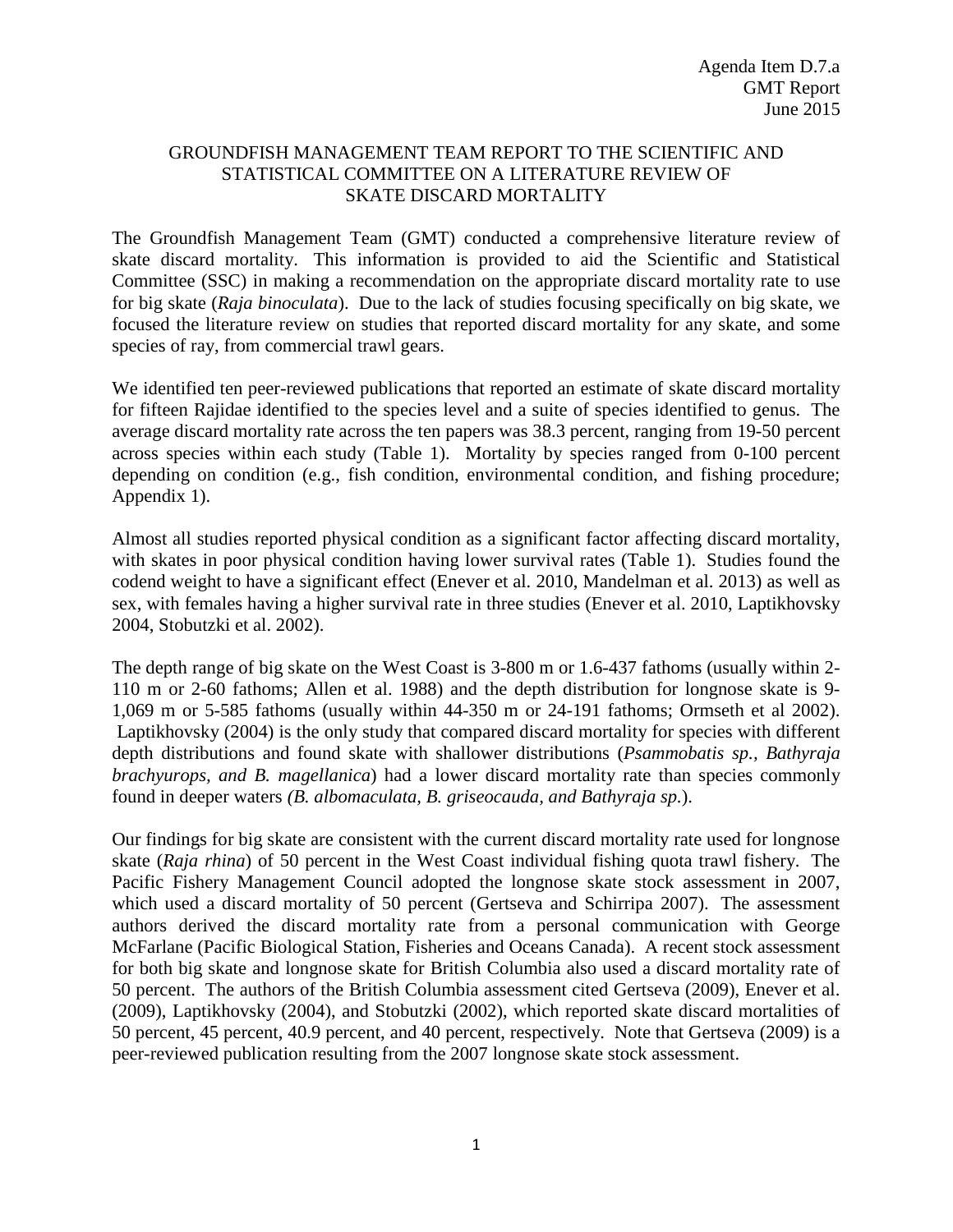Agenda Item D.7.a
GMT Report
June 2015

# GROUNDFISH MANAGEMENT TEAM REPORT TO THE SCIENTIFIC AND STATISTICAL COMMITTEE ON A LITERATURE REVIEW OF SKATE DISCARD MORTALITY

The Groundfish Management Team (GMT) conducted a comprehensive literature review of skate discard mortality. This information is provided to aid the Scientific and Statistical Committee (SSC) in making a recommendation on the appropriate discard mortality rate to use for big skate (*Raja binoculata*). Due to the lack of studies focusing specifically on big skate, we focused the literature review on studies that reported discard mortality for any skate, and some species of ray, from commercial trawl gears.

We identified ten peer-reviewed publications that reported an estimate of skate discard mortality for fifteen Rajidae identified to the species level and a suite of species identified to genus. The average discard mortality rate across the ten papers was 38.3 percent, ranging from 19-50 percent across species within each study (Table 1). Mortality by species ranged from 0-100 percent depending on condition (e.g., fish condition, environmental condition, and fishing procedure; Appendix 1).

Almost all studies reported physical condition as a significant factor affecting discard mortality, with skates in poor physical condition having lower survival rates (Table 1). Studies found the codend weight to have a significant effect (Enever et al. 2010, Mandelman et al. 2013) as well as sex, with females having a higher survival rate in three studies (Enever et al. 2010, Laptikhovsky 2004, Stobutzki et al. 2002).

The depth range of big skate on the West Coast is 3-800 m or 1.6-437 fathoms (usually within 2-110 m or 2-60 fathoms; Allen et al. 1988) and the depth distribution for longnose skate is 9-1,069 m or 5-585 fathoms (usually within 44-350 m or 24-191 fathoms; Ormseth et al 2002). Laptikhovsky (2004) is the only study that compared discard mortality for species with different depth distributions and found skate with shallower distributions (*Psammobatis sp., Bathyraja brachyurops, and B. magellanica*) had a lower discard mortality rate than species commonly found in deeper waters *(B. albomaculata, B. griseocauda, and Bathyraja sp.*).

Our findings for big skate are consistent with the current discard mortality rate used for longnose skate (*Raja rhina*) of 50 percent in the West Coast individual fishing quota trawl fishery. The Pacific Fishery Management Council adopted the longnose skate stock assessment in 2007, which used a discard mortality of 50 percent (Gertseva and Schirripa 2007). The assessment authors derived the discard mortality rate from a personal communication with George McFarlane (Pacific Biological Station, Fisheries and Oceans Canada). A recent stock assessment for both big skate and longnose skate for British Columbia also used a discard mortality rate of 50 percent. The authors of the British Columbia assessment cited Gertseva (2009), Enever et al. (2009), Laptikhovsky (2004), and Stobutzki (2002), which reported skate discard mortalities of 50 percent, 45 percent, 40.9 percent, and 40 percent, respectively. Note that Gertseva (2009) is a peer-reviewed publication resulting from the 2007 longnose skate stock assessment.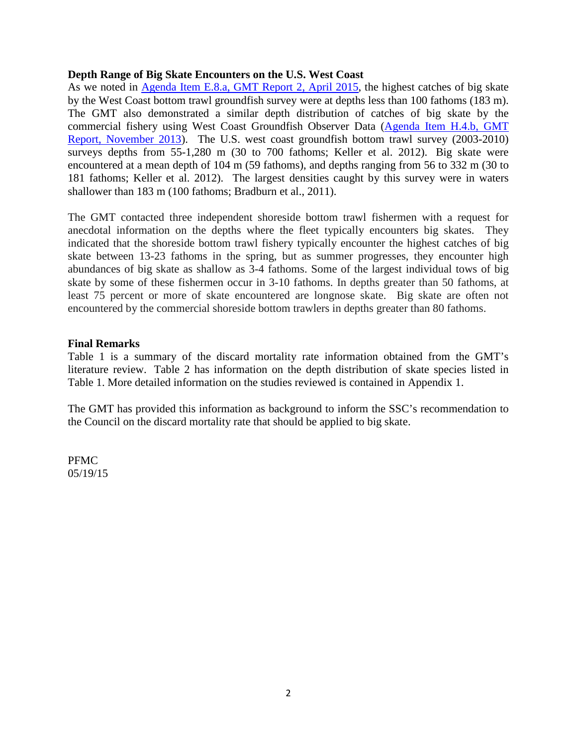**Depth Range of Big Skate Encounters on the U.S. West Coast**

As we noted in Agenda Item E.8.a, GMT Report 2, April 2015, the highest catches of big skate by the West Coast bottom trawl groundfish survey were at depths less than 100 fathoms (183 m). The GMT also demonstrated a similar depth distribution of catches of big skate by the commercial fishery using West Coast Groundfish Observer Data (Agenda Item H.4.b, GMT Report, November 2013). The U.S. west coast groundfish bottom trawl survey (2003-2010) surveys depths from 55-1,280 m (30 to 700 fathoms; Keller et al. 2012). Big skate were encountered at a mean depth of 104 m (59 fathoms), and depths ranging from 56 to 332 m (30 to 181 fathoms; Keller et al. 2012). The largest densities caught by this survey were in waters shallower than 183 m (100 fathoms; Bradburn et al., 2011).

The GMT contacted three independent shoreside bottom trawl fishermen with a request for anecdotal information on the depths where the fleet typically encounters big skates. They indicated that the shoreside bottom trawl fishery typically encounter the highest catches of big skate between 13-23 fathoms in the spring, but as summer progresses, they encounter high abundances of big skate as shallow as 3-4 fathoms. Some of the largest individual tows of big skate by some of these fishermen occur in 3-10 fathoms. In depths greater than 50 fathoms, at least 75 percent or more of skate encountered are longnose skate. Big skate are often not encountered by the commercial shoreside bottom trawlers in depths greater than 80 fathoms.

**Final Remarks**

Table 1 is a summary of the discard mortality rate information obtained from the GMT's literature review. Table 2 has information on the depth distribution of skate species listed in Table 1. More detailed information on the studies reviewed is contained in Appendix 1.

The GMT has provided this information as background to inform the SSC's recommendation to the Council on the discard mortality rate that should be applied to big skate.

PFMC
05/19/15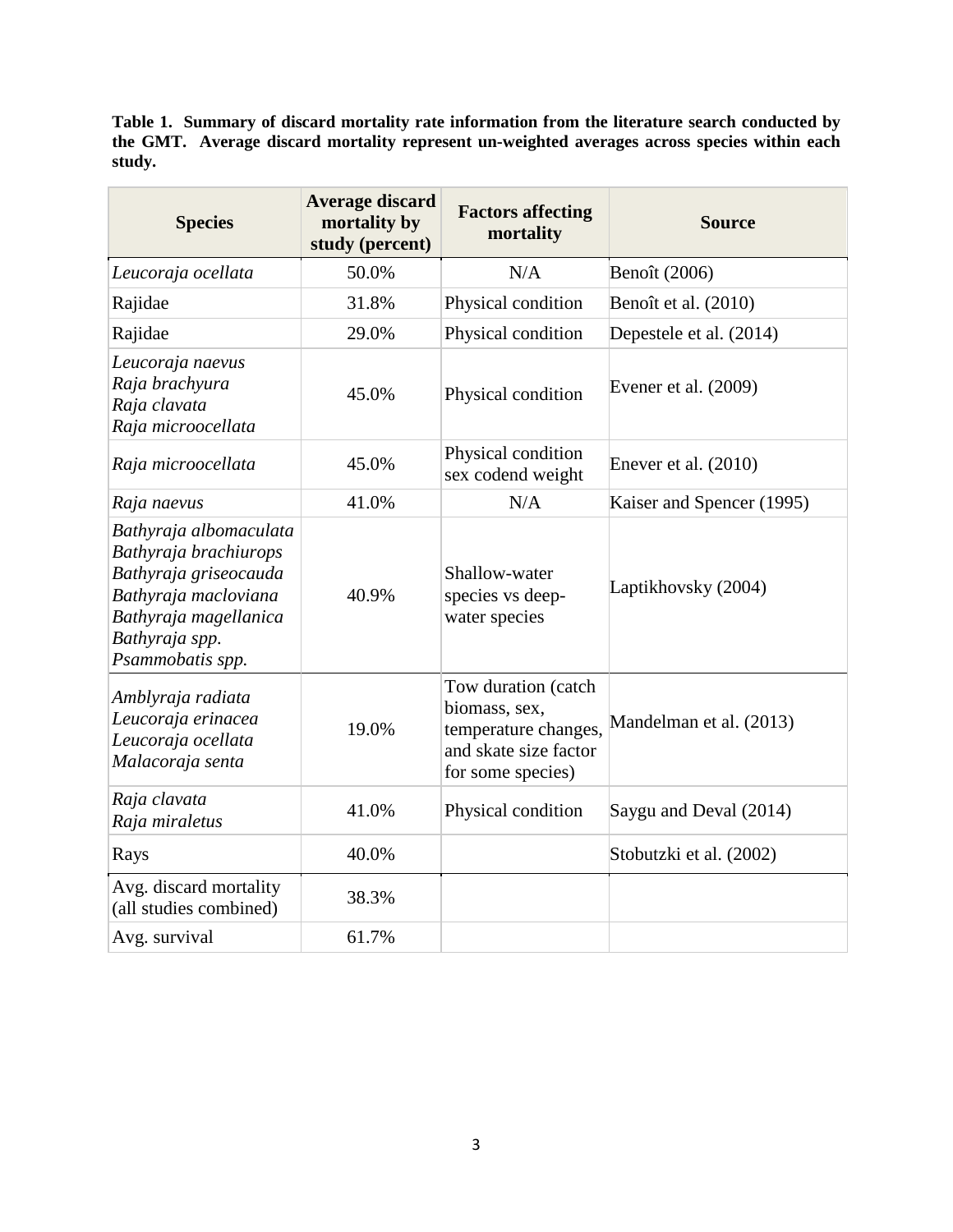**Table 1. Summary of discard mortality rate information from the literature search conducted by the GMT. Average discard mortality represent un-weighted averages across species within each study.**

| Species | Average discard mortality by study (percent) | Factors affecting mortality | Source |
|---|---|---|---|
| *Leucoraja ocellata* | 50.0% | N/A | Benoît (2006) |
| Rajidae | 31.8% | Physical condition | Benoît et al. (2010) |
| Rajidae | 29.0% | Physical condition | Depestele et al. (2014) |
| *Leucoraja naevus*<br>*Raja brachyura*<br>*Raja clavata*<br>*Raja microocellata* | 45.0% | Physical condition | Evener et al. (2009) |
| *Raja microocellata* | 45.0% | Physical condition sex codend weight | Enever et al. (2010) |
| *Raja naevus* | 41.0% | N/A | Kaiser and Spencer (1995) |
| *Bathyraja albomaculata*<br>*Bathyraja brachiurops*<br>*Bathyraja griseocauda*<br>*Bathyraja macloviana*<br>*Bathyraja magellanica*<br>*Bathyraja spp.*<br>*Psammobatis spp.* | 40.9% | Shallow-water species vs deep-water species | Laptikhovsky (2004) |
| *Amblyraja radiata*<br>*Leucoraja erinacea*<br>*Leucoraja ocellata*<br>*Malacoraja senta* | 19.0% | Tow duration (catch biomass, sex, temperature changes, and skate size factor for some species) | Mandelman et al. (2013) |
| *Raja clavata*<br>*Raja miraletus* | 41.0% | Physical condition | Saygu and Deval (2014) |
| Rays | 40.0% | | Stobutzki et al. (2002) |
| Avg. discard mortality (all studies combined) | 38.3% | | |
| Avg. survival | 61.7% | | |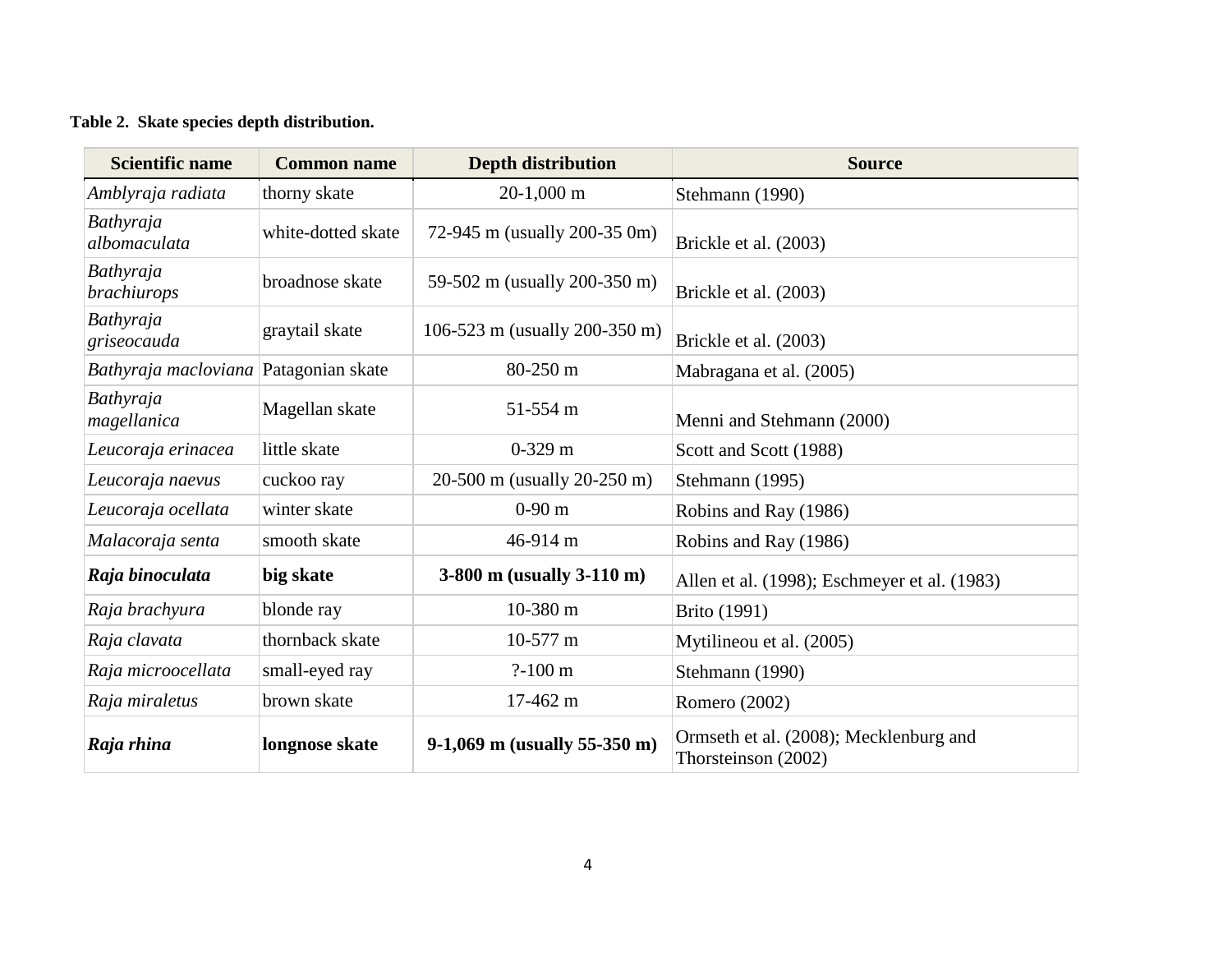**Table 2. Skate species depth distribution.**

| Scientific name | Common name | Depth distribution | Source |
|---|---|---|---|
| *Amblyraja radiata* | thorny skate | 20-1,000 m | Stehmann (1990) |
| *Bathyraja albomaculata* | white-dotted skate | 72-945 m (usually 200-35 0m) | Brickle et al. (2003) |
| *Bathyraja brachiurops* | broadnose skate | 59-502 m (usually 200-350 m) | Brickle et al. (2003) |
| *Bathyraja griseocauda* | graytail skate | 106-523 m (usually 200-350 m) | Brickle et al. (2003) |
| *Bathyraja macloviana* | Patagonian skate | 80-250 m | Mabragana et al. (2005) |
| *Bathyraja magellanica* | Magellan skate | 51-554 m | Menni and Stehmann (2000) |
| *Leucoraja erinacea* | little skate | 0-329 m | Scott and Scott (1988) |
| *Leucoraja naevus* | cuckoo ray | 20-500 m (usually 20-250 m) | Stehmann (1995) |
| *Leucoraja ocellata* | winter skate | 0-90 m | Robins and Ray (1986) |
| *Malacoraja senta* | smooth skate | 46-914 m | Robins and Ray (1986) |
| ***Raja binoculata*** | **big skate** | **3-800 m (usually 3-110 m)** | Allen et al. (1998); Eschmeyer et al. (1983) |
| *Raja brachyura* | blonde ray | 10-380 m | Brito (1991) |
| *Raja clavata* | thornback skate | 10-577 m | Mytilineou et al. (2005) |
| *Raja microocellata* | small-eyed ray | ?-100 m | Stehmann (1990) |
| *Raja miraletus* | brown skate | 17-462 m | Romero (2002) |
| ***Raja rhina*** | **longnose skate** | **9-1,069 m (usually 55-350 m)** | Ormseth et al. (2008); Mecklenburg and Thorsteinson (2002) |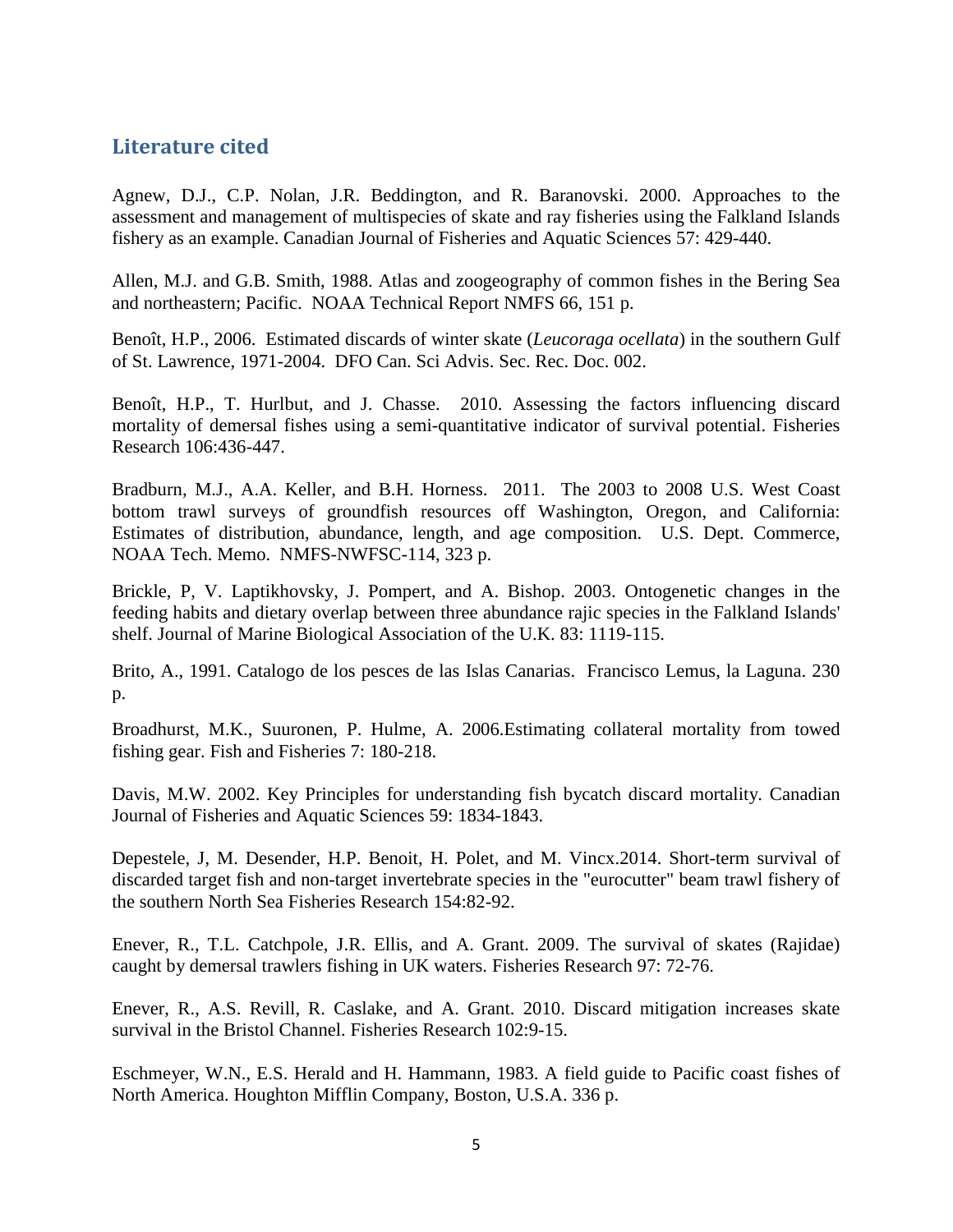## Literature cited

Agnew, D.J., C.P. Nolan, J.R. Beddington, and R. Baranovski. 2000. Approaches to the assessment and management of multispecies of skate and ray fisheries using the Falkland Islands fishery as an example. Canadian Journal of Fisheries and Aquatic Sciences 57: 429-440.

Allen, M.J. and G.B. Smith, 1988. Atlas and zoogeography of common fishes in the Bering Sea and northeastern; Pacific. NOAA Technical Report NMFS 66, 151 p.

Benoît, H.P., 2006. Estimated discards of winter skate (*Leucoraga ocellata*) in the southern Gulf of St. Lawrence, 1971-2004. DFO Can. Sci Advis. Sec. Rec. Doc. 002.

Benoît, H.P., T. Hurlbut, and J. Chasse. 2010. Assessing the factors influencing discard mortality of demersal fishes using a semi-quantitative indicator of survival potential. Fisheries Research 106:436-447.

Bradburn, M.J., A.A. Keller, and B.H. Horness. 2011. The 2003 to 2008 U.S. West Coast bottom trawl surveys of groundfish resources off Washington, Oregon, and California: Estimates of distribution, abundance, length, and age composition. U.S. Dept. Commerce, NOAA Tech. Memo. NMFS-NWFSC-114, 323 p.

Brickle, P, V. Laptikhovsky, J. Pompert, and A. Bishop. 2003. Ontogenetic changes in the feeding habits and dietary overlap between three abundance rajic species in the Falkland Islands' shelf. Journal of Marine Biological Association of the U.K. 83: 1119-115.

Brito, A., 1991. Catalogo de los pesces de las Islas Canarias. Francisco Lemus, la Laguna. 230 p.

Broadhurst, M.K., Suuronen, P. Hulme, A. 2006.Estimating collateral mortality from towed fishing gear. Fish and Fisheries 7: 180-218.

Davis, M.W. 2002. Key Principles for understanding fish bycatch discard mortality. Canadian Journal of Fisheries and Aquatic Sciences 59: 1834-1843.

Depestele, J, M. Desender, H.P. Benoit, H. Polet, and M. Vincx.2014. Short-term survival of discarded target fish and non-target invertebrate species in the "eurocutter" beam trawl fishery of the southern North Sea Fisheries Research 154:82-92.

Enever, R., T.L. Catchpole, J.R. Ellis, and A. Grant. 2009. The survival of skates (Rajidae) caught by demersal trawlers fishing in UK waters. Fisheries Research 97: 72-76.

Enever, R., A.S. Revill, R. Caslake, and A. Grant. 2010. Discard mitigation increases skate survival in the Bristol Channel. Fisheries Research 102:9-15.

Eschmeyer, W.N., E.S. Herald and H. Hammann, 1983. A field guide to Pacific coast fishes of North America. Houghton Mifflin Company, Boston, U.S.A. 336 p.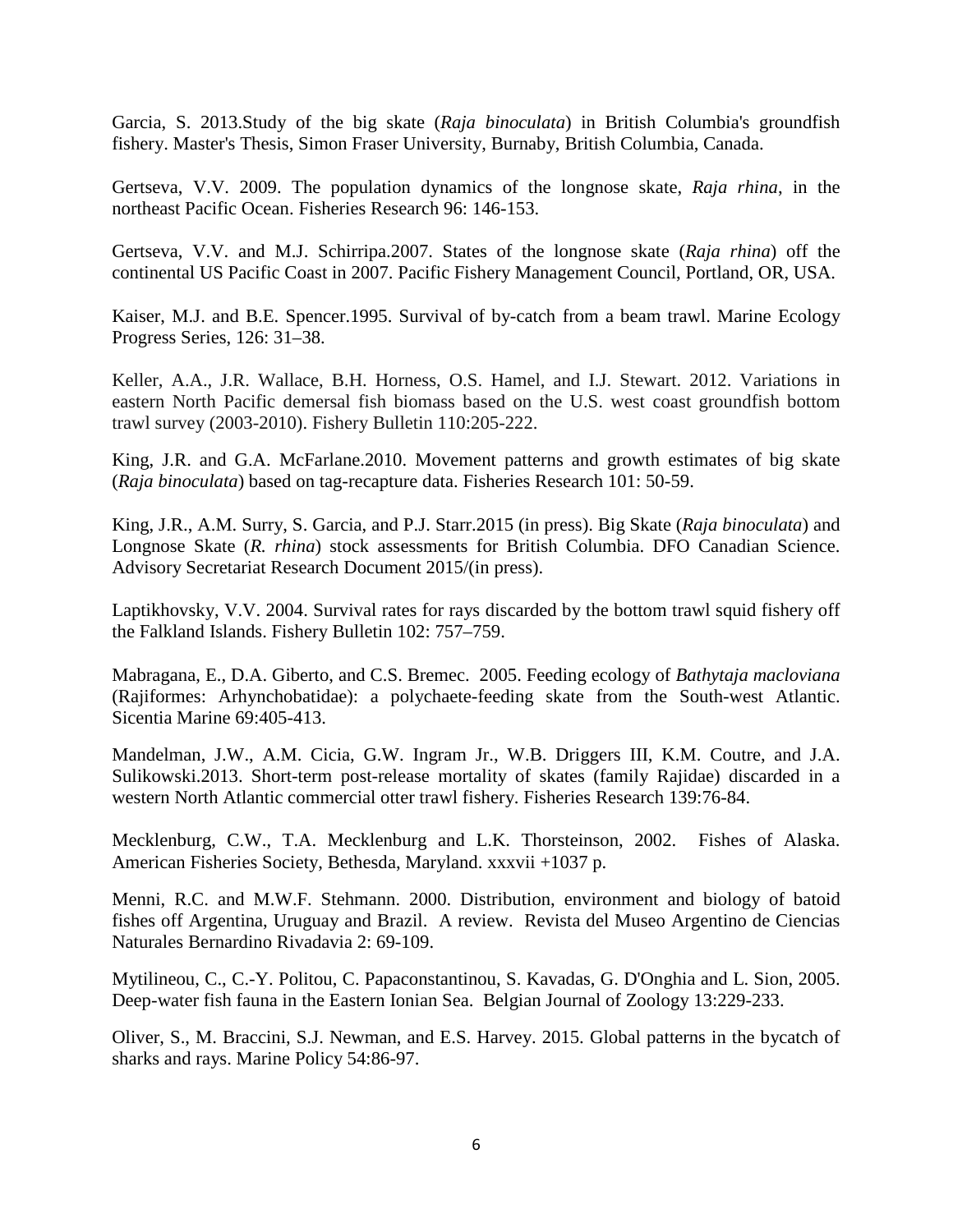Garcia, S. 2013.Study of the big skate (*Raja binoculata*) in British Columbia's groundfish fishery. Master's Thesis, Simon Fraser University, Burnaby, British Columbia, Canada.

Gertseva, V.V. 2009. The population dynamics of the longnose skate, *Raja rhina*, in the northeast Pacific Ocean. Fisheries Research 96: 146-153.

Gertseva, V.V. and M.J. Schirripa.2007. States of the longnose skate (*Raja rhina*) off the continental US Pacific Coast in 2007. Pacific Fishery Management Council, Portland, OR, USA.

Kaiser, M.J. and B.E. Spencer.1995. Survival of by-catch from a beam trawl. Marine Ecology Progress Series, 126: 31–38.

Keller, A.A., J.R. Wallace, B.H. Horness, O.S. Hamel, and I.J. Stewart. 2012. Variations in eastern North Pacific demersal fish biomass based on the U.S. west coast groundfish bottom trawl survey (2003-2010). Fishery Bulletin 110:205-222.

King, J.R. and G.A. McFarlane.2010. Movement patterns and growth estimates of big skate (*Raja binoculata*) based on tag-recapture data. Fisheries Research 101: 50-59.

King, J.R., A.M. Surry, S. Garcia, and P.J. Starr.2015 (in press). Big Skate (*Raja binoculata*) and Longnose Skate (*R. rhina*) stock assessments for British Columbia. DFO Canadian Science. Advisory Secretariat Research Document 2015/(in press).

Laptikhovsky, V.V. 2004. Survival rates for rays discarded by the bottom trawl squid fishery off the Falkland Islands. Fishery Bulletin 102: 757–759.

Mabragana, E., D.A. Giberto, and C.S. Bremec. 2005. Feeding ecology of *Bathytaja macloviana* (Rajiformes: Arhynchobatidae): a polychaete-feeding skate from the South-west Atlantic. Sicentia Marine 69:405-413.

Mandelman, J.W., A.M. Cicia, G.W. Ingram Jr., W.B. Driggers III, K.M. Coutre, and J.A. Sulikowski.2013. Short-term post-release mortality of skates (family Rajidae) discarded in a western North Atlantic commercial otter trawl fishery. Fisheries Research 139:76-84.

Mecklenburg, C.W., T.A. Mecklenburg and L.K. Thorsteinson, 2002. Fishes of Alaska. American Fisheries Society, Bethesda, Maryland. xxxvii +1037 p.

Menni, R.C. and M.W.F. Stehmann. 2000. Distribution, environment and biology of batoid fishes off Argentina, Uruguay and Brazil. A review. Revista del Museo Argentino de Ciencias Naturales Bernardino Rivadavia 2: 69-109.

Mytilineou, C., C.-Y. Politou, C. Papaconstantinou, S. Kavadas, G. D'Onghia and L. Sion, 2005. Deep-water fish fauna in the Eastern Ionian Sea. Belgian Journal of Zoology 13:229-233.

Oliver, S., M. Braccini, S.J. Newman, and E.S. Harvey. 2015. Global patterns in the bycatch of sharks and rays. Marine Policy 54:86-97.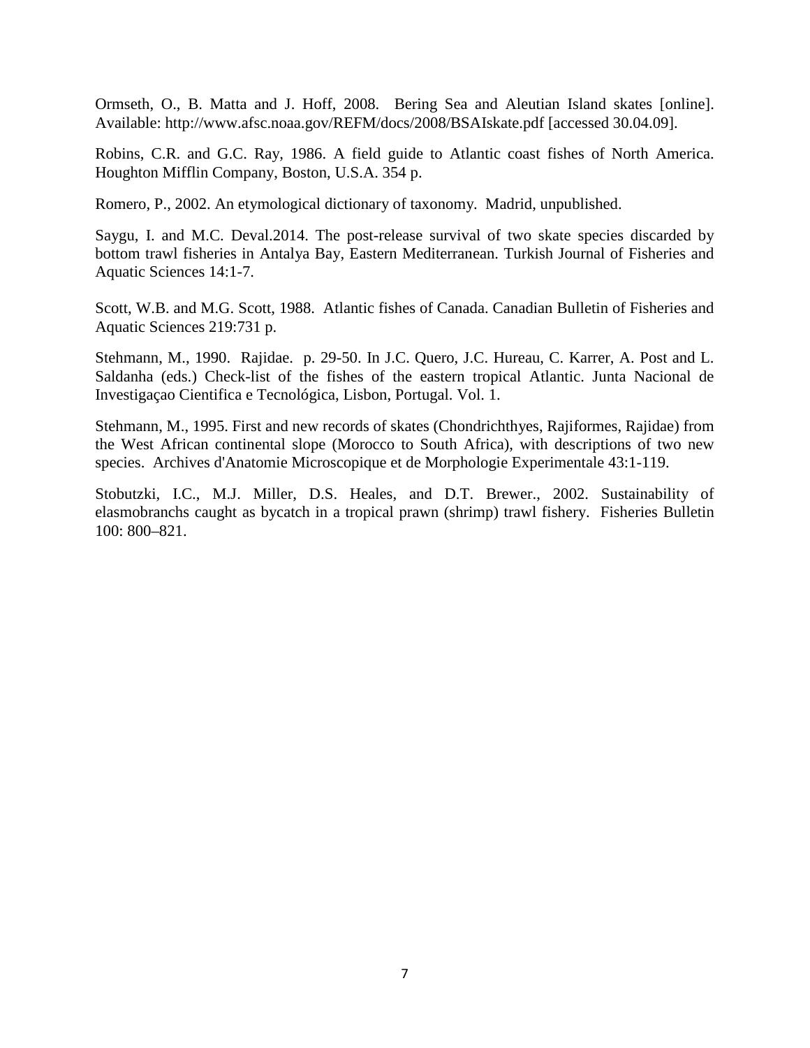Ormseth, O., B. Matta and J. Hoff, 2008. Bering Sea and Aleutian Island skates [online]. Available: http://www.afsc.noaa.gov/REFM/docs/2008/BSAIskate.pdf [accessed 30.04.09].

Robins, C.R. and G.C. Ray, 1986. A field guide to Atlantic coast fishes of North America. Houghton Mifflin Company, Boston, U.S.A. 354 p.

Romero, P., 2002. An etymological dictionary of taxonomy. Madrid, unpublished.

Saygu, I. and M.C. Deval.2014. The post-release survival of two skate species discarded by bottom trawl fisheries in Antalya Bay, Eastern Mediterranean. Turkish Journal of Fisheries and Aquatic Sciences 14:1-7.

Scott, W.B. and M.G. Scott, 1988. Atlantic fishes of Canada. Canadian Bulletin of Fisheries and Aquatic Sciences 219:731 p.

Stehmann, M., 1990. Rajidae. p. 29-50. In J.C. Quero, J.C. Hureau, C. Karrer, A. Post and L. Saldanha (eds.) Check-list of the fishes of the eastern tropical Atlantic. Junta Nacional de Investigaçao Cientifica e Tecnológica, Lisbon, Portugal. Vol. 1.

Stehmann, M., 1995. First and new records of skates (Chondrichthyes, Rajiformes, Rajidae) from the West African continental slope (Morocco to South Africa), with descriptions of two new species. Archives d'Anatomie Microscopique et de Morphologie Experimentale 43:1-119.

Stobutzki, I.C., M.J. Miller, D.S. Heales, and D.T. Brewer., 2002. Sustainability of elasmobranchs caught as bycatch in a tropical prawn (shrimp) trawl fishery. Fisheries Bulletin 100: 800–821.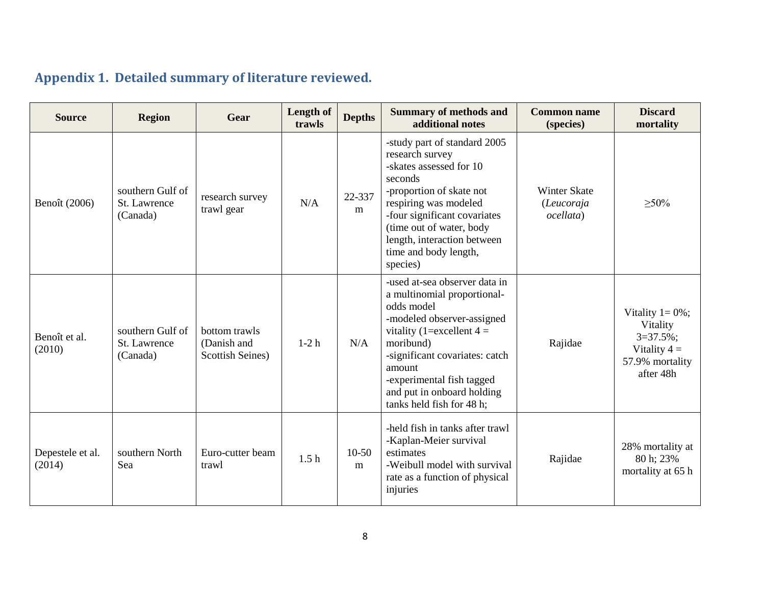## Appendix 1. Detailed summary of literature reviewed.

| Source | Region | Gear | Length of trawls | Depths | Summary of methods and additional notes | Common name (species) | Discard mortality |
|---|---|---|---|---|---|---|---|
| Benoît (2006) | southern Gulf of St. Lawrence (Canada) | research survey trawl gear | N/A | 22-337 m | -study part of standard 2005 research survey<br>-skates assessed for 10 seconds<br>-proportion of skate not respiring was modeled<br>-four significant covariates (time out of water, body length, interaction between time and body length, species) | Winter Skate (*Leucoraja ocellata*) | ≥50% |
| Benoît et al. (2010) | southern Gulf of St. Lawrence (Canada) | bottom trawls (Danish and Scottish Seines) | 1-2 h | N/A | -used at-sea observer data in a multinomial proportional-odds model<br>-modeled observer-assigned vitality (1=excellent 4 = moribund)<br>-significant covariates: catch amount<br>-experimental fish tagged and put in onboard holding tanks held fish for 48 h; | Rajidae | Vitality 1= 0%; Vitality 3=37.5%; Vitality 4 = 57.9% mortality after 48h |
| Depestele et al. (2014) | southern North Sea | Euro-cutter beam trawl | 1.5 h | 10-50 m | -held fish in tanks after trawl<br>-Kaplan-Meier survival estimates<br>-Weibull model with survival rate as a function of physical injuries | Rajidae | 28% mortality at 80 h; 23% mortality at 65 h |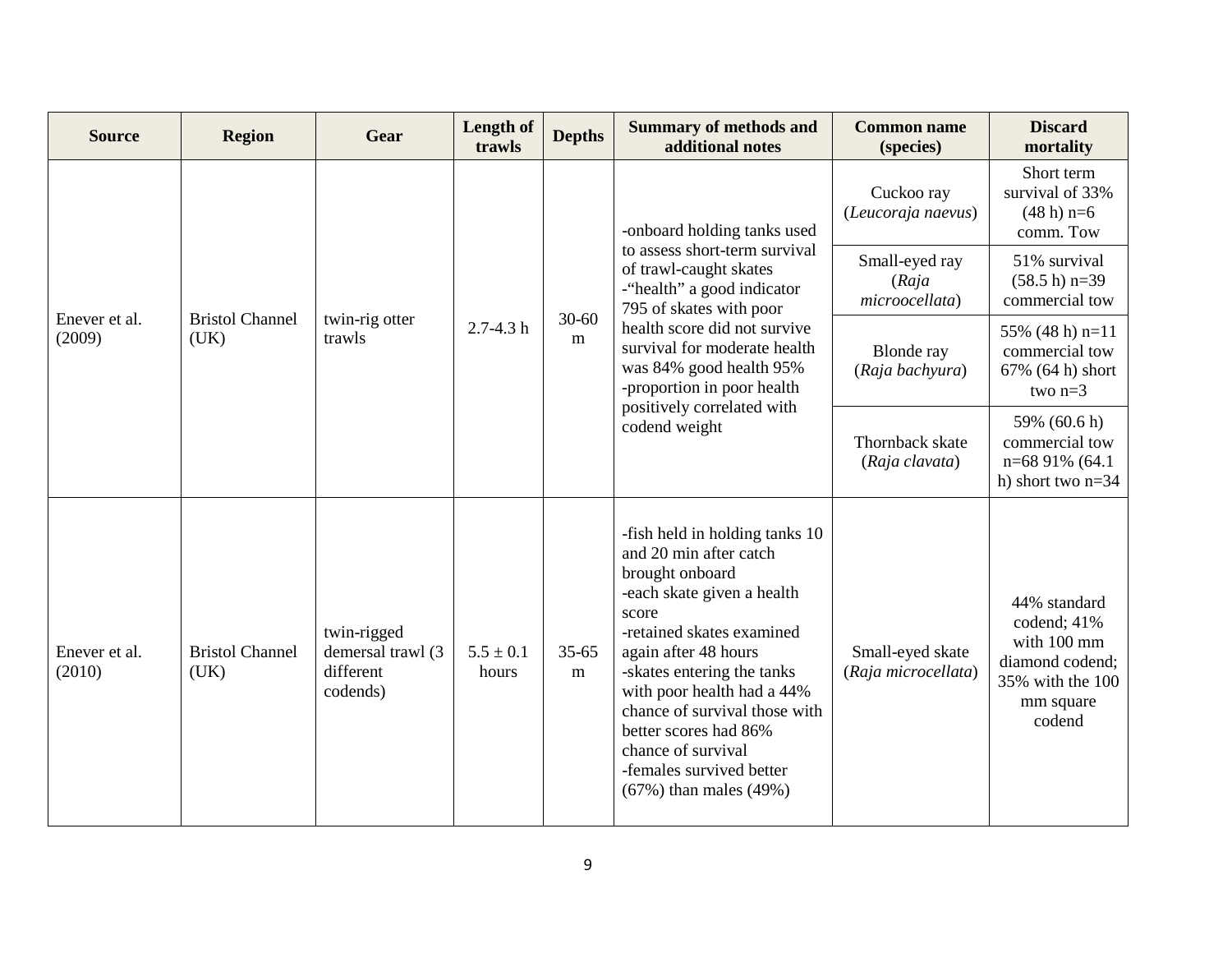| Source | Region | Gear | Length of trawls | Depths | Summary of methods and additional notes | Common name (species) | Discard mortality |
|---|---|---|---|---|---|---|---|
| Enever et al. (2009) | Bristol Channel (UK) | twin-rig otter trawls | 2.7-4.3 h | 30-60 m | -onboard holding tanks used to assess short-term survival of trawl-caught skates -"health" a good indicator 795 of skates with poor health score did not survive survival for moderate health was 84% good health 95% -proportion in poor health positively correlated with codend weight | Cuckoo ray (*Leucoraja naevus*) | Short term survival of 33% (48 h) n=6 comm. Tow |
| | | | | | | Small-eyed ray (*Raja microocellata*) | 51% survival (58.5 h) n=39 commercial tow |
| | | | | | | Blonde ray (*Raja bachyura*) | 55% (48 h) n=11 commercial tow 67% (64 h) short two n=3 |
| | | | | | | Thornback skate (*Raja clavata*) | 59% (60.6 h) commercial tow n=68 91% (64.1 h) short two n=34 |
| Enever et al. (2010) | Bristol Channel (UK) | twin-rigged demersal trawl (3 different codends) | 5.5 ± 0.1 hours | 35-65 m | -fish held in holding tanks 10 and 20 min after catch brought onboard -each skate given a health score -retained skates examined again after 48 hours -skates entering the tanks with poor health had a 44% chance of survival those with better scores had 86% chance of survival -females survived better (67%) than males (49%) | Small-eyed skate (*Raja microcellata*) | 44% standard codend; 41% with 100 mm diamond codend; 35% with the 100 mm square codend |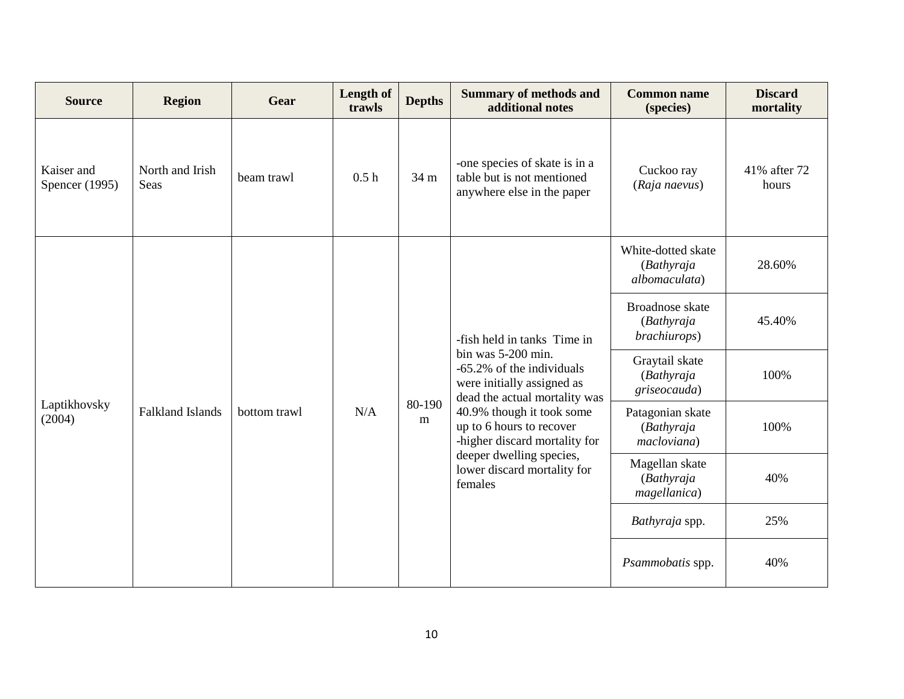| Source | Region | Gear | Length of trawls | Depths | Summary of methods and additional notes | Common name (species) | Discard mortality |
|---|---|---|---|---|---|---|---|
| Kaiser and Spencer (1995) | North and Irish Seas | beam trawl | 0.5 h | 34 m | -one species of skate is in a table but is not mentioned anywhere else in the paper | Cuckoo ray (*Raja naevus*) | 41% after 72 hours |
| Laptikhovsky (2004) | Falkland Islands | bottom trawl | N/A | 80-190 m | -fish held in tanks Time in bin was 5-200 min. -65.2% of the individuals were initially assigned as dead the actual mortality was 40.9% though it took some up to 6 hours to recover -higher discard mortality for deeper dwelling species, lower discard mortality for females | White-dotted skate (*Bathyraja albomaculata*) | 28.60% |
| | | | | | | Broadnose skate (*Bathyraja brachiurops*) | 45.40% |
| | | | | | | Graytail skate (*Bathyraja griseocauda*) | 100% |
| | | | | | | Patagonian skate (*Bathyraja macloviana*) | 100% |
| | | | | | | Magellan skate (*Bathyraja magellanica*) | 40% |
| | | | | | | *Bathyraja* spp. | 25% |
| | | | | | | *Psammobatis* spp. | 40% |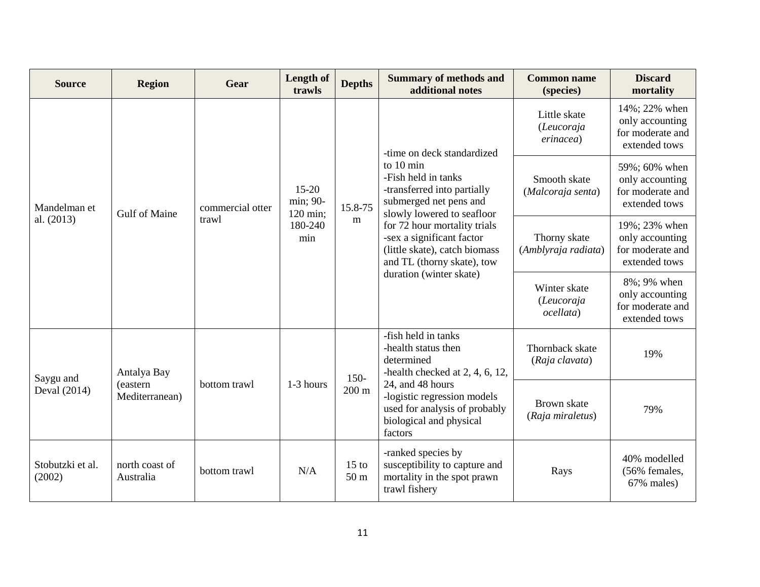| Source | Region | Gear | Length of trawls | Depths | Summary of methods and additional notes | Common name (species) | Discard mortality |
|---|---|---|---|---|---|---|---|
| Mandelman et al. (2013) | Gulf of Maine | commercial otter trawl | 15-20 min; 90-120 min; 180-240 min | 15.8-75 m | -time on deck standardized to 10 min<br>-Fish held in tanks<br>-transferred into partially submerged net pens and slowly lowered to seafloor for 72 hour mortality trials<br>-sex a significant factor (little skate), catch biomass and TL (thorny skate), tow duration (winter skate) | Little skate (*Leucoraja erinacea*) | 14%; 22% when only accounting for moderate and extended tows |
| | | | | | | Smooth skate (*Malcoraja senta*) | 59%; 60% when only accounting for moderate and extended tows |
| | | | | | | Thorny skate (*Amblyraja radiata*) | 19%; 23% when only accounting for moderate and extended tows |
| | | | | | | Winter skate (*Leucoraja ocellata*) | 8%; 9% when only accounting for moderate and extended tows |
| Saygu and Deval (2014) | Antalya Bay (eastern Mediterranean) | bottom trawl | 1-3 hours | 150-200 m | -fish held in tanks<br>-health status then determined<br>-health checked at 2, 4, 6, 12, 24, and 48 hours<br>-logistic regression models used for analysis of probably biological and physical factors | Thornback skate (*Raja clavata*) | 19% |
| | | | | | | Brown skate (*Raja miraletus*) | 79% |
| Stobutzki et al. (2002) | north coast of Australia | bottom trawl | N/A | 15 to 50 m | -ranked species by susceptibility to capture and mortality in the spot prawn trawl fishery | Rays | 40% modelled (56% females, 67% males) |